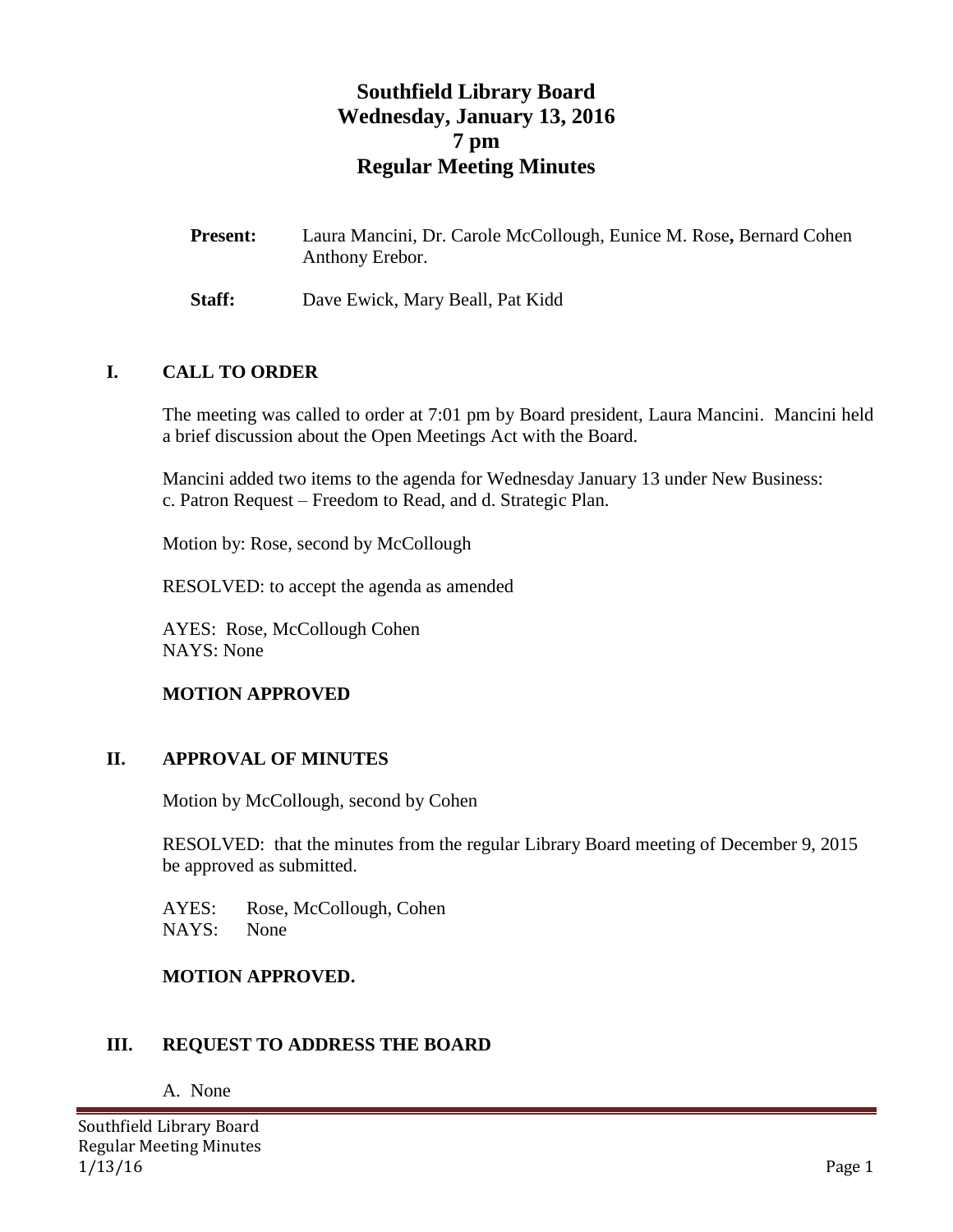# Southfield Library Board
# Wednesday, January 13, 2016
# 7 pm
# Regular Meeting Minutes

**Present:** Laura Mancini, Dr. Carole McCollough, Eunice M. Rose**,** Bernard Cohen Anthony Erebor.

**Staff:** Dave Ewick, Mary Beall, Pat Kidd

## I. CALL TO ORDER

The meeting was called to order at 7:01 pm by Board president, Laura Mancini. Mancini held a brief discussion about the Open Meetings Act with the Board.

Mancini added two items to the agenda for Wednesday January 13 under New Business: c. Patron Request – Freedom to Read, and d. Strategic Plan.

Motion by: Rose, second by McCollough

RESOLVED: to accept the agenda as amended

AYES: Rose, McCollough Cohen
NAYS: None

**MOTION APPROVED**

## II. APPROVAL OF MINUTES

Motion by McCollough, second by Cohen

RESOLVED: that the minutes from the regular Library Board meeting of December 9, 2015 be approved as submitted.

AYES: Rose, McCollough, Cohen
NAYS: None

**MOTION APPROVED.**

## III. REQUEST TO ADDRESS THE BOARD

A. None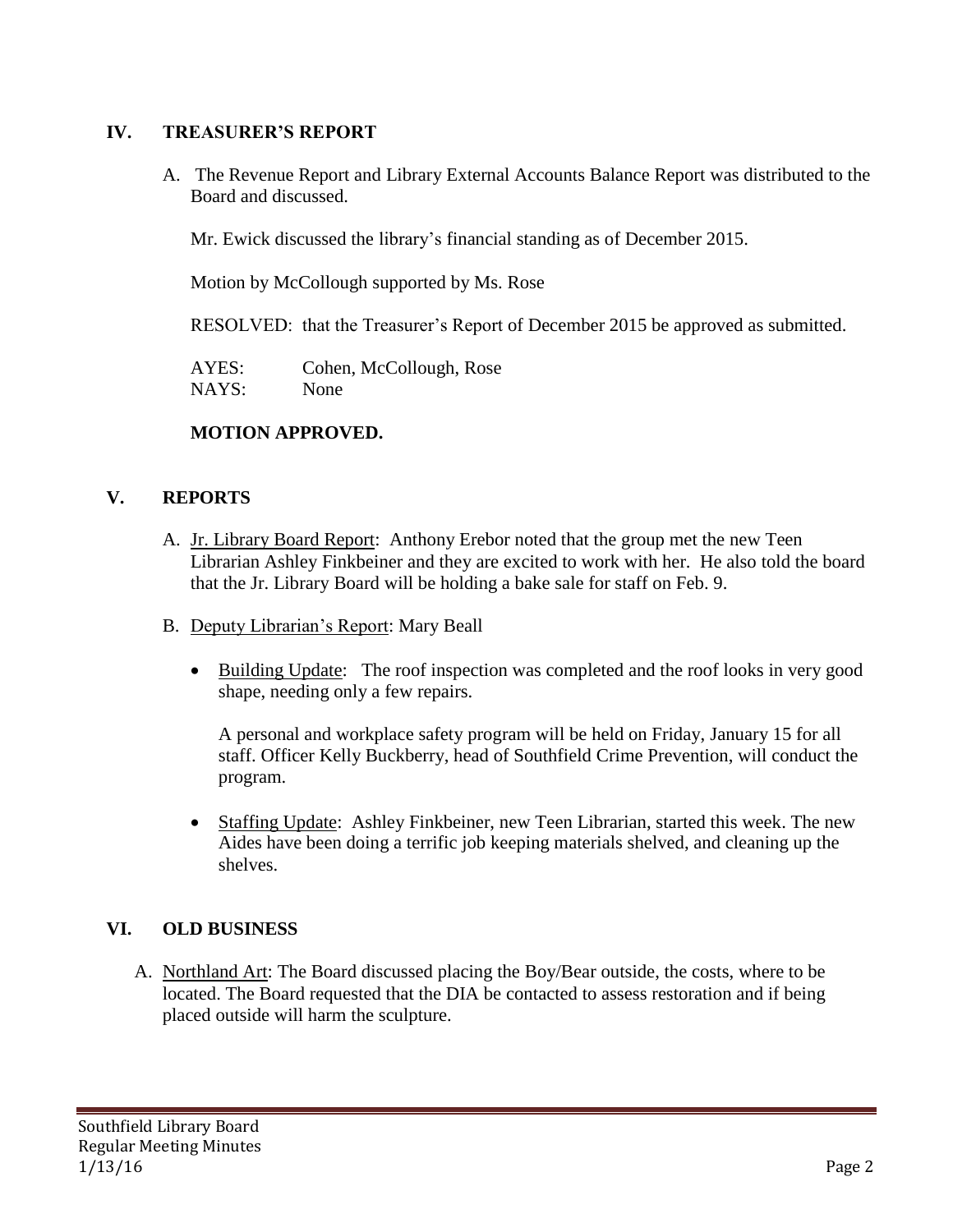## IV. TREASURER'S REPORT

A. The Revenue Report and Library External Accounts Balance Report was distributed to the Board and discussed.

Mr. Ewick discussed the library's financial standing as of December 2015.

Motion by McCollough supported by Ms. Rose

RESOLVED: that the Treasurer's Report of December 2015 be approved as submitted.

AYES: Cohen, McCollough, Rose
NAYS: None

**MOTION APPROVED.**

## V. REPORTS

A. Jr. Library Board Report: Anthony Erebor noted that the group met the new Teen Librarian Ashley Finkbeiner and they are excited to work with her. He also told the board that the Jr. Library Board will be holding a bake sale for staff on Feb. 9.

B. Deputy Librarian's Report: Mary Beall

- Building Update: The roof inspection was completed and the roof looks in very good shape, needing only a few repairs.

  A personal and workplace safety program will be held on Friday, January 15 for all staff. Officer Kelly Buckberry, head of Southfield Crime Prevention, will conduct the program.

- Staffing Update: Ashley Finkbeiner, new Teen Librarian, started this week. The new Aides have been doing a terrific job keeping materials shelved, and cleaning up the shelves.

## VI. OLD BUSINESS

A. Northland Art: The Board discussed placing the Boy/Bear outside, the costs, where to be located. The Board requested that the DIA be contacted to assess restoration and if being placed outside will harm the sculpture.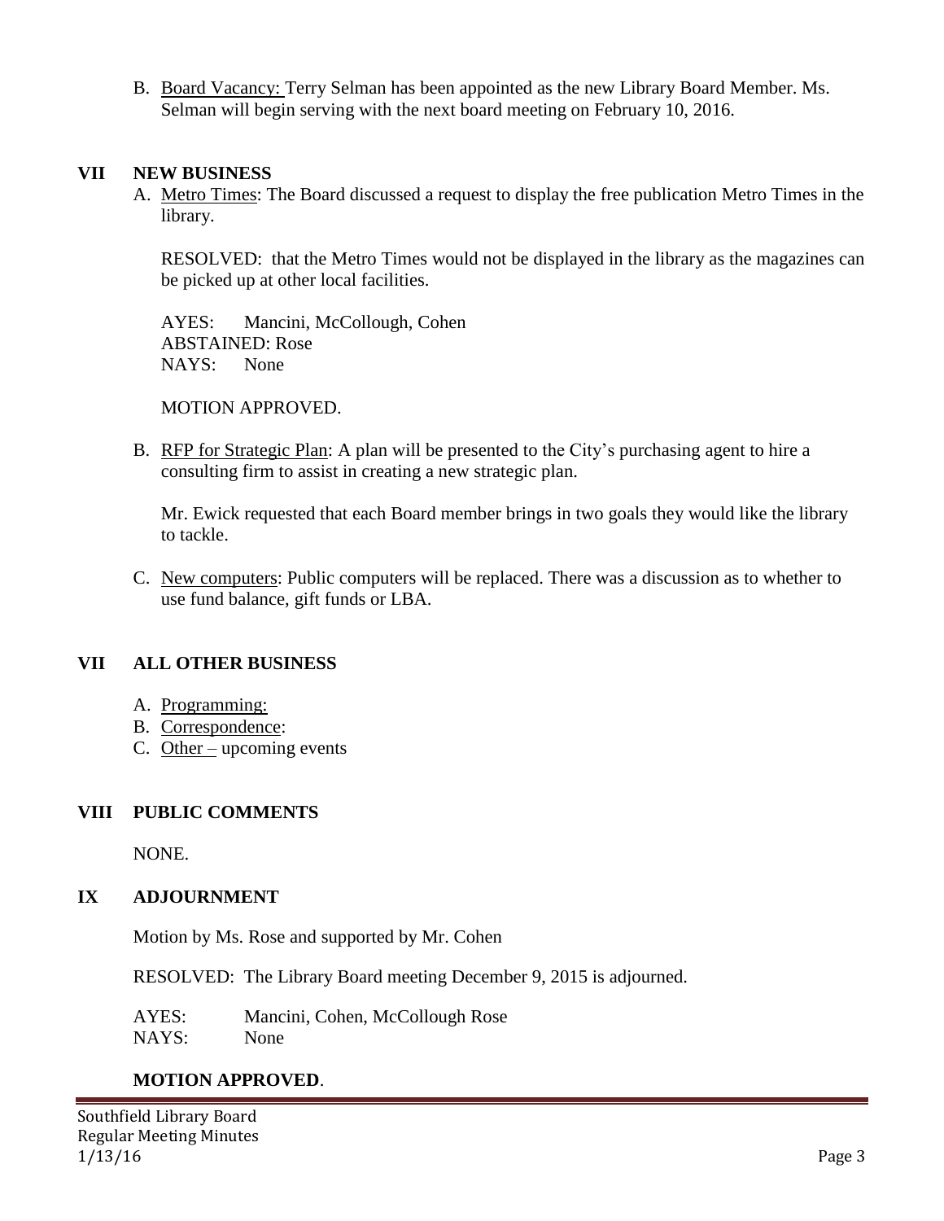B. Board Vacancy: Terry Selman has been appointed as the new Library Board Member. Ms. Selman will begin serving with the next board meeting on February 10, 2016.

## VII NEW BUSINESS

A. Metro Times: The Board discussed a request to display the free publication Metro Times in the library.

RESOLVED: that the Metro Times would not be displayed in the library as the magazines can be picked up at other local facilities.

AYES: Mancini, McCollough, Cohen
ABSTAINED: Rose
NAYS: None

MOTION APPROVED.

B. RFP for Strategic Plan: A plan will be presented to the City's purchasing agent to hire a consulting firm to assist in creating a new strategic plan.

Mr. Ewick requested that each Board member brings in two goals they would like the library to tackle.

C. New computers: Public computers will be replaced. There was a discussion as to whether to use fund balance, gift funds or LBA.

## VII ALL OTHER BUSINESS

A. Programming:
B. Correspondence:
C. Other – upcoming events

## VIII PUBLIC COMMENTS

NONE.

## IX ADJOURNMENT

Motion by Ms. Rose and supported by Mr. Cohen

RESOLVED: The Library Board meeting December 9, 2015 is adjourned.

AYES: Mancini, Cohen, McCollough Rose
NAYS: None

**MOTION APPROVED**.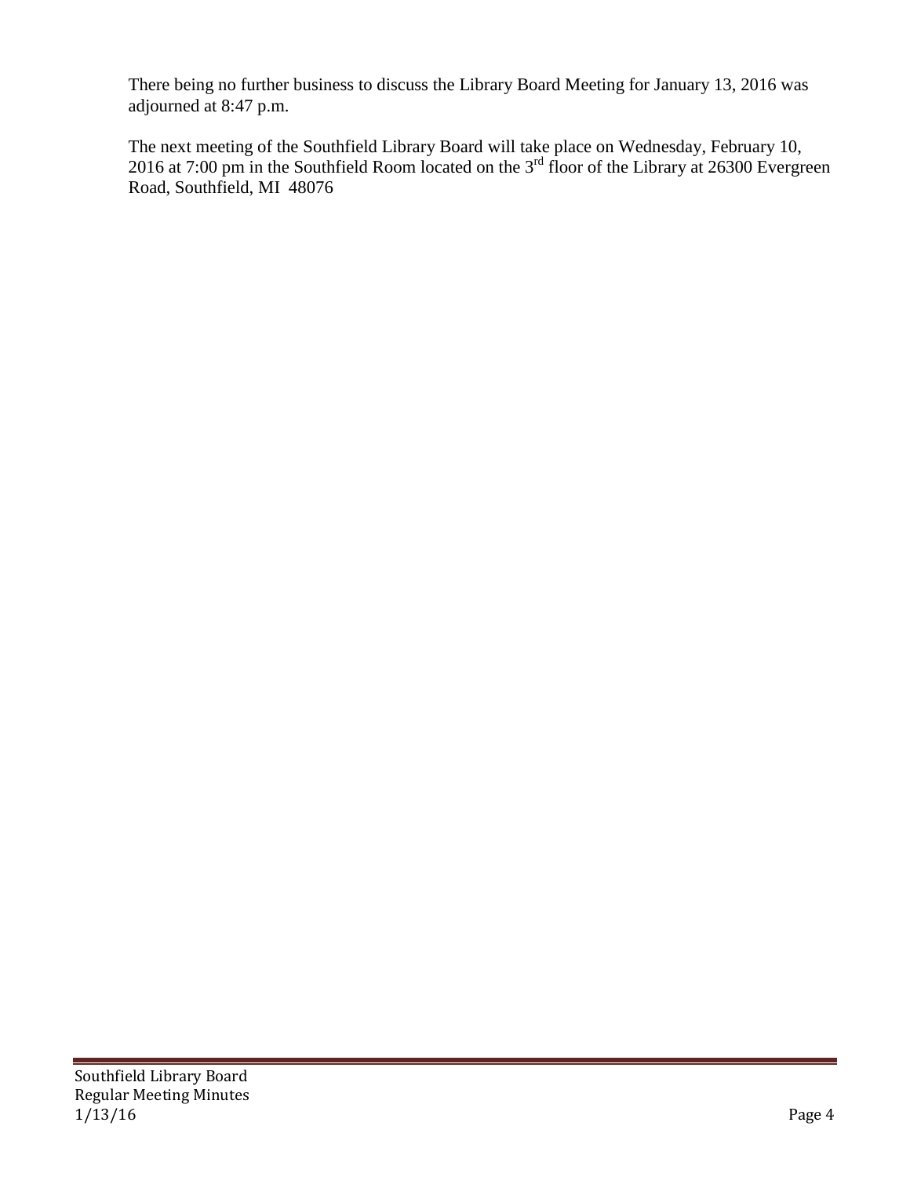There being no further business to discuss the Library Board Meeting for January 13, 2016 was adjourned at 8:47 p.m.

The next meeting of the Southfield Library Board will take place on Wednesday, February 10, 2016 at 7:00 pm in the Southfield Room located on the 3rd floor of the Library at 26300 Evergreen Road, Southfield, MI 48076